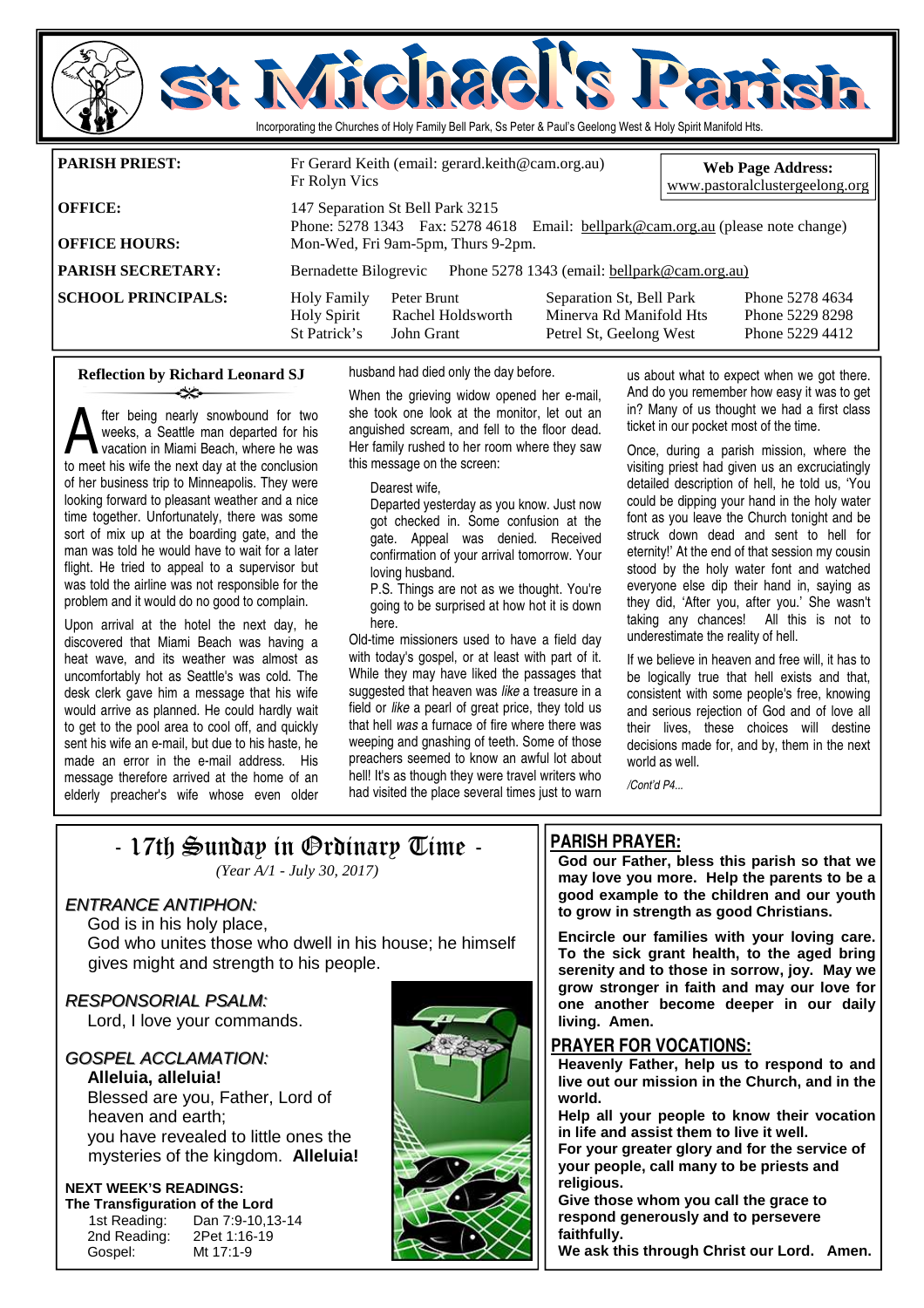# St Michael's Parish

Incorporating the Churches of Holy Family Bell Park, Ss Peter & Paul's Geelong West & Holy Spirit Manifold Hts.

| | |
|---|---|
| **PARISH PRIEST:** | Fr Gerard Keith (email: gerard.keith@cam.org.au) Fr Rolyn Vics |
| **OFFICE:** | 147 Separation St Bell Park 3215 Phone: 5278 1343 Fax: 5278 4618 Email: bellpark@cam.org.au (please note change) |
| **OFFICE HOURS:** | Mon-Wed, Fri 9am-5pm, Thurs 9-2pm. |
| **PARISH SECRETARY:** | Bernadette Bilogrevic Phone 5278 1343 (email: bellpark@cam.org.au) |

**Web Page Address:** www.pastoralclustergeelong.org

**SCHOOL PRINCIPALS:**

| School | Principal | Address | Phone |
|---|---|---|---|
| Holy Family | Peter Brunt | Separation St, Bell Park | Phone 5278 4634 |
| Holy Spirit | Rachel Holdsworth | Minerva Rd Manifold Hts | Phone 5229 8298 |
| St Patrick's | John Grant | Petrel St, Geelong West | Phone 5229 4412 |

## Reflection by Richard Leonard SJ

After being nearly snowbound for two weeks, a Seattle man departed for his vacation in Miami Beach, where he was to meet his wife the next day at the conclusion of her business trip to Minneapolis. They were looking forward to pleasant weather and a nice time together. Unfortunately, there was some sort of mix up at the boarding gate, and the man was told he would have to wait for a later flight. He tried to appeal to a supervisor but was told the airline was not responsible for the problem and it would do no good to complain.

Upon arrival at the hotel the next day, he discovered that Miami Beach was having a heat wave, and its weather was almost as uncomfortably hot as Seattle's was cold. The desk clerk gave him a message that his wife would arrive as planned. He could hardly wait to get to the pool area to cool off, and quickly sent his wife an e-mail, but due to his haste, he made an error in the e-mail address. His message therefore arrived at the home of an elderly preacher's wife whose even older husband had died only the day before.

When the grieving widow opened her e-mail, she took one look at the monitor, let out an anguished scream, and fell to the floor dead. Her family rushed to her room where they saw this message on the screen:

> Dearest wife,
> Departed yesterday as you know. Just now got checked in. Some confusion at the gate. Appeal was denied. Received confirmation of your arrival tomorrow. Your loving husband.
> P.S. Things are not as we thought. You're going to be surprised at how hot it is down here.

Old-time missioners used to have a field day with today's gospel, or at least with part of it. While they may have liked the passages that suggested that heaven was *like* a treasure in a field or *like* a pearl of great price, they told us that hell *was* a furnace of fire where there was weeping and gnashing of teeth. Some of those preachers seemed to know an awful lot about hell! It's as though they were travel writers who had visited the place several times just to warn us about what to expect when we got there. And do you remember how easy it was to get in? Many of us thought we had a first class ticket in our pocket most of the time.

Once, during a parish mission, where the visiting priest had given us an excruciatingly detailed description of hell, he told us, 'You could be dipping your hand in the holy water font as you leave the Church tonight and be struck down dead and sent to hell for eternity!' At the end of that session my cousin stood by the holy water font and watched everyone else dip their hand in, saying as they did, 'After you, after you.' She wasn't taking any chances! All this is not to underestimate the reality of hell.

If we believe in heaven and free will, it has to be logically true that hell exists and that, consistent with some people's free, knowing and serious rejection of God and of love all their lives, these choices will destine decisions made for, and by, them in the next world as well.

*/Cont'd P4...*

## - 17th Sunday in Ordinary Time -

*(Year A/1 - July 30, 2017)*

*ENTRANCE ANTIPHON:*

God is in his holy place,
God who unites those who dwell in his house; he himself gives might and strength to his people.

*RESPONSORIAL PSALM:*

Lord, I love your commands.

*GOSPEL ACCLAMATION:*

**Alleluia, alleluia!**
Blessed are you, Father, Lord of heaven and earth;
you have revealed to little ones the mysteries of the kingdom. **Alleluia!**

**NEXT WEEK'S READINGS:**
**The Transfiguration of the Lord**

| | |
|---|---|
| 1st Reading: | Dan 7:9-10,13-14 |
| 2nd Reading: | 2Pet 1:16-19 |
| Gospel: | Mt 17:1-9 |

## PARISH PRAYER:

**God our Father, bless this parish so that we may love you more. Help the parents to be a good example to the children and our youth to grow in strength as good Christians.**

**Encircle our families with your loving care. To the sick grant health, to the aged bring serenity and to those in sorrow, joy. May we grow stronger in faith and may our love for one another become deeper in our daily living. Amen.**

## PRAYER FOR VOCATIONS:

**Heavenly Father, help us to respond to and live out our mission in the Church, and in the world.**
**Help all your people to know their vocation in life and assist them to live it well.**
**For your greater glory and for the service of your people, call many to be priests and religious.**
**Give those whom you call the grace to respond generously and to persevere faithfully.**
**We ask this through Christ our Lord. Amen.**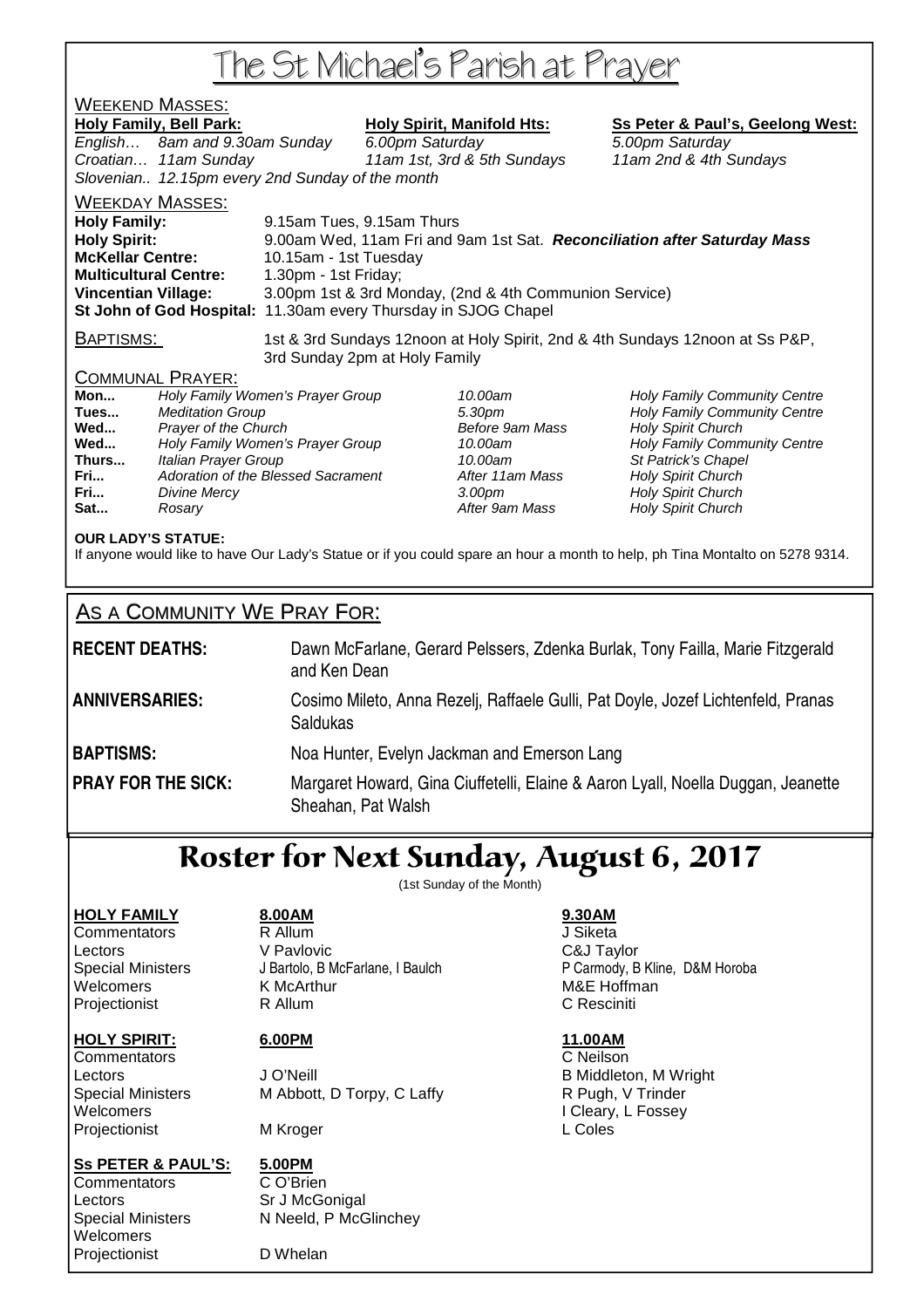# The St Michael's Parish at Prayer

## Weekend Masses:

| Holy Family, Bell Park: | | Holy Spirit, Manifold Hts: | Ss Peter & Paul's, Geelong West: |
|---|---|---|---|
| *English…* | *8am and 9.30am Sunday* | *6.00pm Saturday* | *5.00pm Saturday* |
| *Croatian…* | *11am Sunday* | *11am 1st, 3rd & 5th Sundays* | *11am 2nd & 4th Sundays* |
| *Slovenian..* | *12.15pm every 2nd Sunday of the month* | | |

## Weekday Masses:

**Holy Family:** 9.15am Tues, 9.15am Thurs
**Holy Spirit:** 9.00am Wed, 11am Fri and 9am 1st Sat. ***Reconciliation after Saturday Mass***
**McKellar Centre:** 10.15am - 1st Tuesday
**Multicultural Centre:** 1.30pm - 1st Friday;
**Vincentian Village:** 3.00pm 1st & 3rd Monday, (2nd & 4th Communion Service)
**St John of God Hospital:** 11.30am every Thursday in SJOG Chapel

## Baptisms:

1st & 3rd Sundays 12noon at Holy Spirit, 2nd & 4th Sundays 12noon at Ss P&P, 3rd Sunday 2pm at Holy Family

## Communal Prayer:

| | | | |
|---|---|---|---|
| **Mon...** | *Holy Family Women's Prayer Group* | *10.00am* | *Holy Family Community Centre* |
| **Tues...** | *Meditation Group* | *5.30pm* | *Holy Family Community Centre* |
| **Wed...** | *Prayer of the Church* | *Before 9am Mass* | *Holy Spirit Church* |
| **Wed...** | *Holy Family Women's Prayer Group* | *10.00am* | *Holy Family Community Centre* |
| **Thurs...** | *Italian Prayer Group* | *10.00am* | *St Patrick's Chapel* |
| **Fri...** | *Adoration of the Blessed Sacrament* | *After 11am Mass* | *Holy Spirit Church* |
| **Fri...** | *Divine Mercy* | *3.00pm* | *Holy Spirit Church* |
| **Sat...** | *Rosary* | *After 9am Mass* | *Holy Spirit Church* |

**OUR LADY'S STATUE:**
If anyone would like to have Our Lady's Statue or if you could spare an hour a month to help, ph Tina Montalto on 5278 9314.

## As a Community We Pray For:

**RECENT DEATHS:** Dawn McFarlane, Gerard Pelssers, Zdenka Burlak, Tony Failla, Marie Fitzgerald and Ken Dean

**ANNIVERSARIES:** Cosimo Mileto, Anna Rezelj, Raffaele Gulli, Pat Doyle, Jozef Lichtenfeld, Pranas Saldukas

**BAPTISMS:** Noa Hunter, Evelyn Jackman and Emerson Lang

**PRAY FOR THE SICK:** Margaret Howard, Gina Ciuffetelli, Elaine & Aaron Lyall, Noella Duggan, Jeanette Sheahan, Pat Walsh

# Roster for Next Sunday, August 6, 2017

(1st Sunday of the Month)

| HOLY FAMILY | 8.00AM | 9.30AM |
|---|---|---|
| Commentators | R Allum | J Siketa |
| Lectors | V Pavlovic | C&J Taylor |
| Special Ministers | J Bartolo, B McFarlane, I Baulch | P Carmody, B Kline, D&M Horoba |
| Welcomers | K McArthur | M&E Hoffman |
| Projectionist | R Allum | C Resciniti |

| HOLY SPIRIT: | 6.00PM | 11.00AM |
|---|---|---|
| Commentators | | C Neilson |
| Lectors | J O'Neill | B Middleton, M Wright |
| Special Ministers | M Abbott, D Torpy, C Laffy | R Pugh, V Trinder |
| Welcomers | | I Cleary, L Fossey |
| Projectionist | M Kroger | L Coles |

| Ss PETER & PAUL'S: | 5.00PM |
|---|---|
| Commentators | C O'Brien |
| Lectors | Sr J McGonigal |
| Special Ministers | N Neeld, P McGlinchey |
| Welcomers | |
| Projectionist | D Whelan |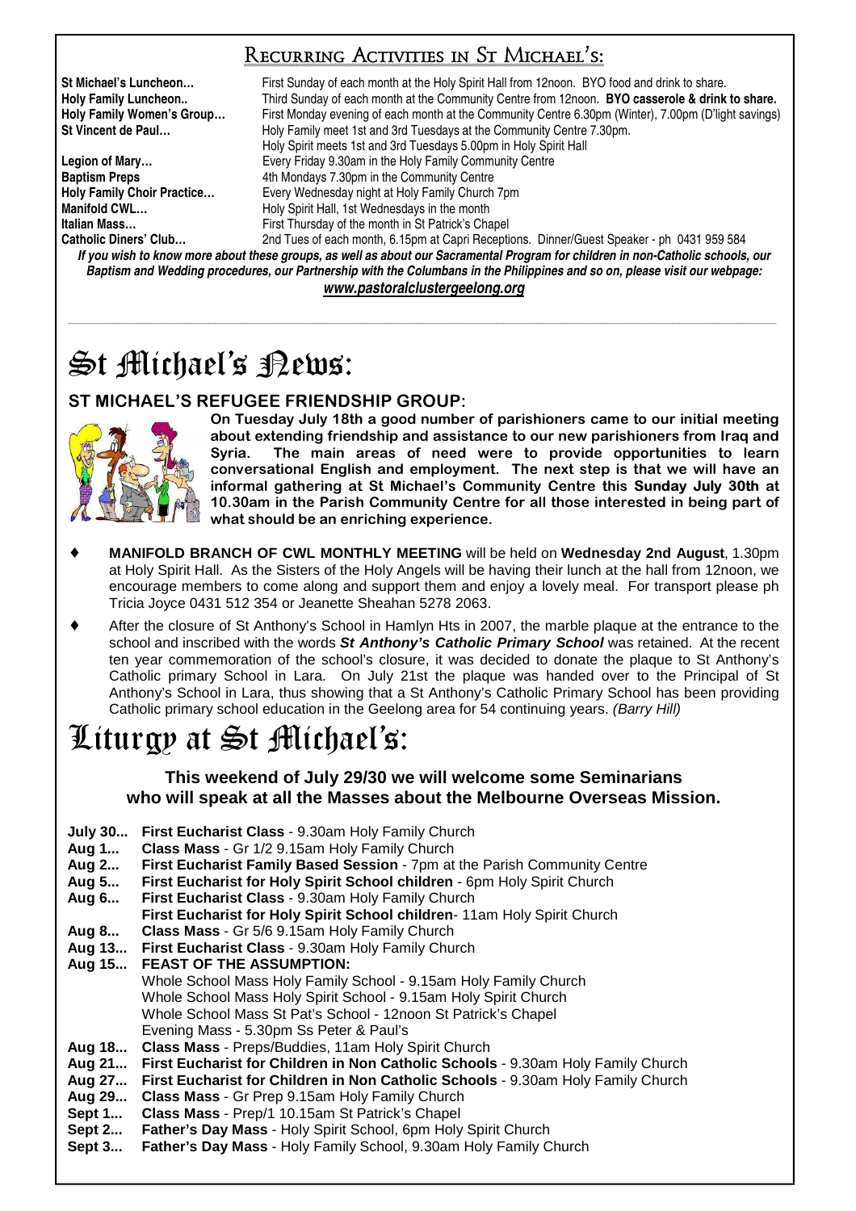## Recurring Activities in St Michael's:

**St Michael's Luncheon…** First Sunday of each month at the Holy Spirit Hall from 12noon. BYO food and drink to share.
**Holy Family Luncheon..** Third Sunday of each month at the Community Centre from 12noon. **BYO casserole & drink to share.**
**Holy Family Women's Group…** First Monday evening of each month at the Community Centre 6.30pm (Winter), 7.00pm (D'light savings)
**St Vincent de Paul…** Holy Family meet 1st and 3rd Tuesdays at the Community Centre 7.30pm.
Holy Spirit meets 1st and 3rd Tuesdays 5.00pm in Holy Spirit Hall
**Legion of Mary…** Every Friday 9.30am in the Holy Family Community Centre
**Baptism Preps** 4th Mondays 7.30pm in the Community Centre
**Holy Family Choir Practice…** Every Wednesday night at Holy Family Church 7pm
**Manifold CWL…** Holy Spirit Hall, 1st Wednesdays in the month
**Italian Mass…** First Thursday of the month in St Patrick's Chapel
**Catholic Diners' Club…** 2nd Tues of each month, 6.15pm at Capri Receptions. Dinner/Guest Speaker - ph 0431 959 584

***If you wish to know more about these groups, as well as about our Sacramental Program for children in non-Catholic schools, our Baptism and Wedding procedures, our Partnership with the Columbans in the Philippines and so on, please visit our webpage:***
***www.pastoralclustergeelong.org***

# St Michael's News:

### ST MICHAEL'S REFUGEE FRIENDSHIP GROUP:

**On Tuesday July 18th a good number of parishioners came to our initial meeting about extending friendship and assistance to our new parishioners from Iraq and Syria. The main areas of need were to provide opportunities to learn conversational English and employment. The next step is that we will have an informal gathering at St Michael's Community Centre this Sunday July 30th at 10.30am in the Parish Community Centre for all those interested in being part of what should be an enriching experience.**

- **MANIFOLD BRANCH OF CWL MONTHLY MEETING** will be held on **Wednesday 2nd August**, 1.30pm at Holy Spirit Hall. As the Sisters of the Holy Angels will be having their lunch at the hall from 12noon, we encourage members to come along and support them and enjoy a lovely meal. For transport please ph Tricia Joyce 0431 512 354 or Jeanette Sheahan 5278 2063.
- After the closure of St Anthony's School in Hamlyn Hts in 2007, the marble plaque at the entrance to the school and inscribed with the words ***St Anthony's Catholic Primary School*** was retained. At the recent ten year commemoration of the school's closure, it was decided to donate the plaque to St Anthony's Catholic primary School in Lara. On July 21st the plaque was handed over to the Principal of St Anthony's School in Lara, thus showing that a St Anthony's Catholic Primary School has been providing Catholic primary school education in the Geelong area for 54 continuing years. *(Barry Hill)*

# Liturgy at St Michael's:

**This weekend of July 29/30 we will welcome some Seminarians who will speak at all the Masses about the Melbourne Overseas Mission.**

**July 30...** **First Eucharist Class** - 9.30am Holy Family Church
**Aug 1...** **Class Mass** - Gr 1/2 9.15am Holy Family Church
**Aug 2...** **First Eucharist Family Based Session** - 7pm at the Parish Community Centre
**Aug 5...** **First Eucharist for Holy Spirit School children** - 6pm Holy Spirit Church
**Aug 6...** **First Eucharist Class** - 9.30am Holy Family Church
**First Eucharist for Holy Spirit School children**- 11am Holy Spirit Church
**Aug 8...** **Class Mass** - Gr 5/6 9.15am Holy Family Church
**Aug 13...** **First Eucharist Class** - 9.30am Holy Family Church
**Aug 15...** **FEAST OF THE ASSUMPTION:**
Whole School Mass Holy Family School - 9.15am Holy Family Church
Whole School Mass Holy Spirit School - 9.15am Holy Spirit Church
Whole School Mass St Pat's School - 12noon St Patrick's Chapel
Evening Mass - 5.30pm Ss Peter & Paul's
**Aug 18...** **Class Mass** - Preps/Buddies, 11am Holy Spirit Church
**Aug 21...** **First Eucharist for Children in Non Catholic Schools** - 9.30am Holy Family Church
**Aug 27...** **First Eucharist for Children in Non Catholic Schools** - 9.30am Holy Family Church
**Aug 29...** **Class Mass** - Gr Prep 9.15am Holy Family Church
**Sept 1...** **Class Mass** - Prep/1 10.15am St Patrick's Chapel
**Sept 2...** **Father's Day Mass** - Holy Spirit School, 6pm Holy Spirit Church
**Sept 3...** **Father's Day Mass** - Holy Family School, 9.30am Holy Family Church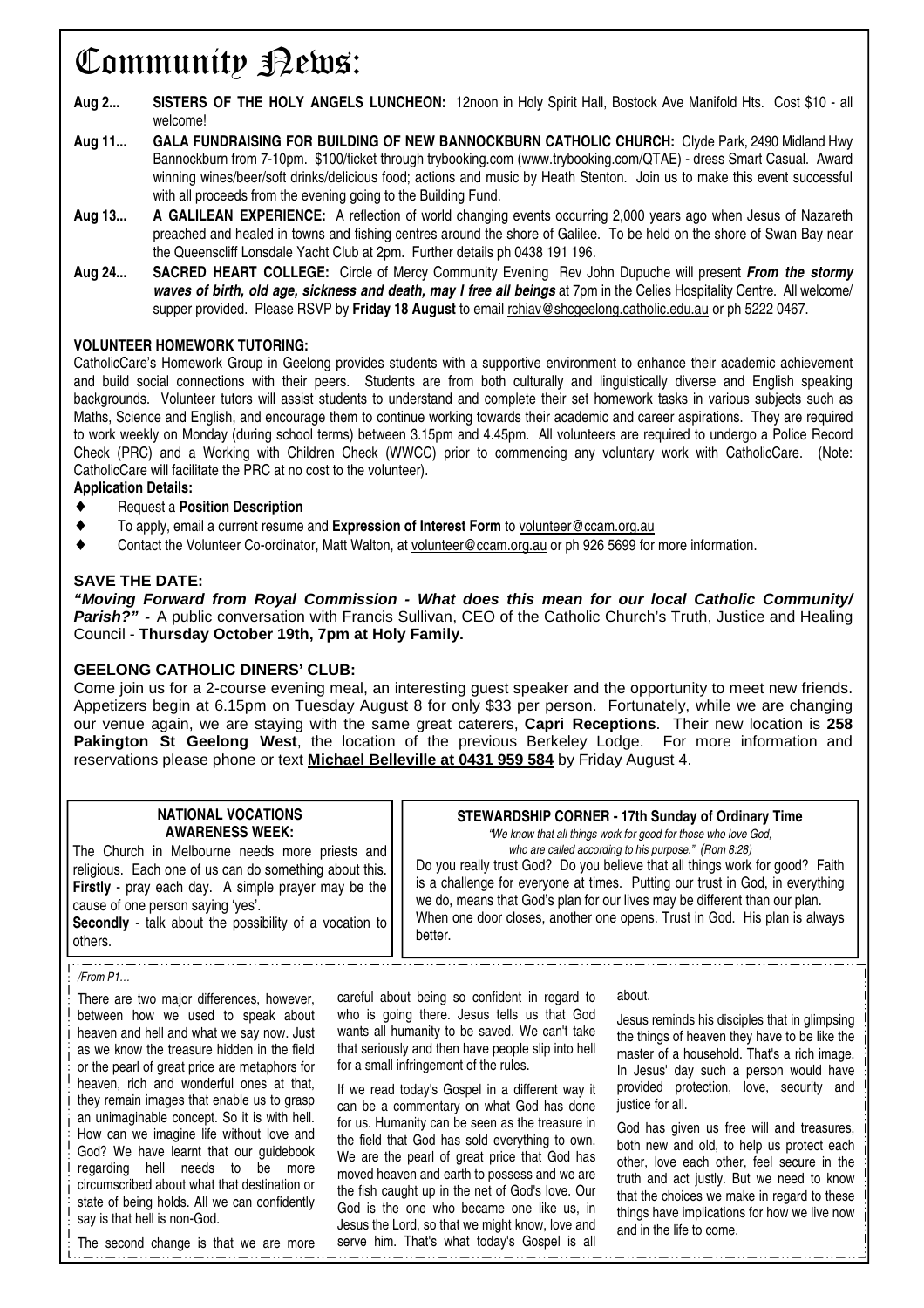# Community News:

**Aug 2...** **SISTERS OF THE HOLY ANGELS LUNCHEON:** 12noon in Holy Spirit Hall, Bostock Ave Manifold Hts. Cost $10 - all welcome!

**Aug 11...** **GALA FUNDRAISING FOR BUILDING OF NEW BANNOCKBURN CATHOLIC CHURCH:** Clyde Park, 2490 Midland Hwy Bannockburn from 7-10pm. $100/ticket through trybooking.com (www.trybooking.com/QTAE) - dress Smart Casual. Award winning wines/beer/soft drinks/delicious food; actions and music by Heath Stenton. Join us to make this event successful with all proceeds from the evening going to the Building Fund.

**Aug 13...** **A GALILEAN EXPERIENCE:** A reflection of world changing events occurring 2,000 years ago when Jesus of Nazareth preached and healed in towns and fishing centres around the shore of Galilee. To be held on the shore of Swan Bay near the Queenscliff Lonsdale Yacht Club at 2pm. Further details ph 0438 191 196.

**Aug 24...** **SACRED HEART COLLEGE:** Circle of Mercy Community Evening Rev John Dupuche will present ***From the stormy waves of birth, old age, sickness and death, may I free all beings*** at 7pm in the Celies Hospitality Centre. All welcome/ supper provided. Please RSVP by **Friday 18 August** to email rchiav@shcgeelong.catholic.edu.au or ph 5222 0467.

## VOLUNTEER HOMEWORK TUTORING:

CatholicCare's Homework Group in Geelong provides students with a supportive environment to enhance their academic achievement and build social connections with their peers. Students are from both culturally and linguistically diverse and English speaking backgrounds. Volunteer tutors will assist students to understand and complete their set homework tasks in various subjects such as Maths, Science and English, and encourage them to continue working towards their academic and career aspirations. They are required to work weekly on Monday (during school terms) between 3.15pm and 4.45pm. All volunteers are required to undergo a Police Record Check (PRC) and a Working with Children Check (WWCC) prior to commencing any voluntary work with CatholicCare. (Note: CatholicCare will facilitate the PRC at no cost to the volunteer).

**Application Details:**

- Request a **Position Description**
- To apply, email a current resume and **Expression of Interest Form** to volunteer@ccam.org.au
- Contact the Volunteer Co-ordinator, Matt Walton, at volunteer@ccam.org.au or ph 926 5699 for more information.

## SAVE THE DATE:

***"Moving Forward from Royal Commission - What does this mean for our local Catholic Community/ Parish?" -*** A public conversation with Francis Sullivan, CEO of the Catholic Church's Truth, Justice and Healing Council - **Thursday October 19th, 7pm at Holy Family.**

## GEELONG CATHOLIC DINERS' CLUB:

Come join us for a 2-course evening meal, an interesting guest speaker and the opportunity to meet new friends. Appetizers begin at 6.15pm on Tuesday August 8 for only $33 per person. Fortunately, while we are changing our venue again, we are staying with the same great caterers, **Capri Receptions**. Their new location is **258 Pakington St Geelong West**, the location of the previous Berkeley Lodge. For more information and reservations please phone or text **Michael Belleville at 0431 959 584** by Friday August 4.

### NATIONAL VOCATIONS AWARENESS WEEK:

The Church in Melbourne needs more priests and religious. Each one of us can do something about this. **Firstly** - pray each day. A simple prayer may be the cause of one person saying 'yes'.
**Secondly** - talk about the possibility of a vocation to others.

### STEWARDSHIP CORNER - 17th Sunday of Ordinary Time

*"We know that all things work for good for those who love God, who are called according to his purpose." (Rom 8:28)*

Do you really trust God? Do you believe that all things work for good? Faith is a challenge for everyone at times. Putting our trust in God, in everything we do, means that God's plan for our lives may be different than our plan. When one door closes, another one opens. Trust in God. His plan is always better.

*/From P1…*

There are two major differences, however, between how we used to speak about heaven and hell and what we say now. Just as we know the treasure hidden in the field or the pearl of great price are metaphors for heaven, rich and wonderful ones at that, they remain images that enable us to grasp an unimaginable concept. So it is with hell. How can we imagine life without love and God? We have learnt that our guidebook regarding hell needs to be more circumscribed about what that destination or state of being holds. All we can confidently say is that hell is non-God.

The second change is that we are more careful about being so confident in regard to who is going there. Jesus tells us that God wants all humanity to be saved. We can't take that seriously and then have people slip into hell for a small infringement of the rules.

If we read today's Gospel in a different way it can be a commentary on what God has done for us. Humanity can be seen as the treasure in the field that God has sold everything to own. We are the pearl of great price that God has moved heaven and earth to possess and we are the fish caught up in the net of God's love. Our God is the one who became one like us, in Jesus the Lord, so that we might know, love and serve him. That's what today's Gospel is all about.

Jesus reminds his disciples that in glimpsing the things of heaven they have to be like the master of a household. That's a rich image. In Jesus' day such a person would have provided protection, love, security and justice for all.

God has given us free will and treasures, both new and old, to help us protect each other, love each other, feel secure in the truth and act justly. But we need to know that the choices we make in regard to these things have implications for how we live now and in the life to come.